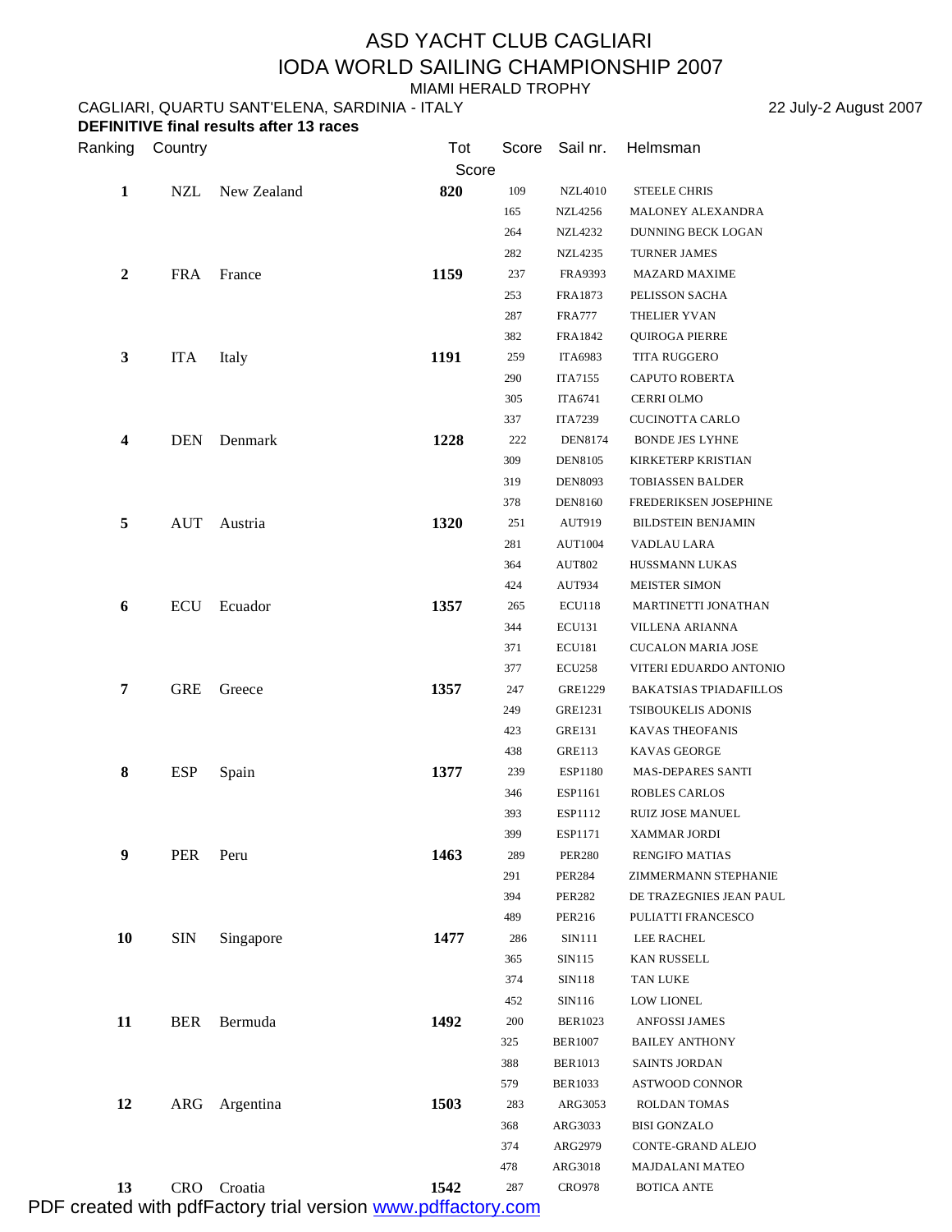# ASD YACHT CLUB CAGLIARI

# IODA WORLD SAILING CHAMPIONSHIP 2007

## MIAMI HERALD TROPHY

CAGLIARI, QUARTU SANT'ELENA, SARDINIA - ITALY 22 July-2 August 2007

**DEFINITIVE final results after 13 races**

| Ranking | Country | | Tot Score | Score | Sail nr. | Helmsman |
|---|---|---|---|---|---|---|
| **1** | NZL | New Zealand | **820** | 109 | NZL4010 | STEELE CHRIS |
| | | | | 165 | NZL4256 | MALONEY ALEXANDRA |
| | | | | 264 | NZL4232 | DUNNING BECK LOGAN |
| | | | | 282 | NZL4235 | TURNER JAMES |
| **2** | FRA | France | **1159** | 237 | FRA9393 | MAZARD MAXIME |
| | | | | 253 | FRA1873 | PELISSON SACHA |
| | | | | 287 | FRA777 | THELIER YVAN |
| | | | | 382 | FRA1842 | QUIROGA PIERRE |
| **3** | ITA | Italy | **1191** | 259 | ITA6983 | TITA RUGGERO |
| | | | | 290 | ITA7155 | CAPUTO ROBERTA |
| | | | | 305 | ITA6741 | CERRI OLMO |
| | | | | 337 | ITA7239 | CUCINOTTA CARLO |
| **4** | DEN | Denmark | **1228** | 222 | DEN8174 | BONDE JES LYHNE |
| | | | | 309 | DEN8105 | KIRKETERP KRISTIAN |
| | | | | 319 | DEN8093 | TOBIASSEN BALDER |
| | | | | 378 | DEN8160 | FREDERIKSEN JOSEPHINE |
| **5** | AUT | Austria | **1320** | 251 | AUT919 | BILDSTEIN BENJAMIN |
| | | | | 281 | AUT1004 | VADLAU LARA |
| | | | | 364 | AUT802 | HUSSMANN LUKAS |
| | | | | 424 | AUT934 | MEISTER SIMON |
| **6** | ECU | Ecuador | **1357** | 265 | ECU118 | MARTINETTI JONATHAN |
| | | | | 344 | ECU131 | VILLENA ARIANNA |
| | | | | 371 | ECU181 | CUCALON MARIA JOSE |
| | | | | 377 | ECU258 | VITERI EDUARDO ANTONIO |
| **7** | GRE | Greece | **1357** | 247 | GRE1229 | BAKATSIAS TPIADAFILLOS |
| | | | | 249 | GRE1231 | TSIBOUKELIS ADONIS |
| | | | | 423 | GRE131 | KAVAS THEOFANIS |
| | | | | 438 | GRE113 | KAVAS GEORGE |
| **8** | ESP | Spain | **1377** | 239 | ESP1180 | MAS-DEPARES SANTI |
| | | | | 346 | ESP1161 | ROBLES CARLOS |
| | | | | 393 | ESP1112 | RUIZ JOSE MANUEL |
| | | | | 399 | ESP1171 | XAMMAR JORDI |
| **9** | PER | Peru | **1463** | 289 | PER280 | RENGIFO MATIAS |
| | | | | 291 | PER284 | ZIMMERMANN STEPHANIE |
| | | | | 394 | PER282 | DE TRAZEGNIES JEAN PAUL |
| | | | | 489 | PER216 | PULIATTI FRANCESCO |
| **10** | SIN | Singapore | **1477** | 286 | SIN111 | LEE RACHEL |
| | | | | 365 | SIN115 | KAN RUSSELL |
| | | | | 374 | SIN118 | TAN LUKE |
| | | | | 452 | SIN116 | LOW LIONEL |
| **11** | BER | Bermuda | **1492** | 200 | BER1023 | ANFOSSI JAMES |
| | | | | 325 | BER1007 | BAILEY ANTHONY |
| | | | | 388 | BER1013 | SAINTS JORDAN |
| | | | | 579 | BER1033 | ASTWOOD CONNOR |
| **12** | ARG | Argentina | **1503** | 283 | ARG3053 | ROLDAN TOMAS |
| | | | | 368 | ARG3033 | BISI GONZALO |
| | | | | 374 | ARG2979 | CONTE-GRAND ALEJO |
| | | | | 478 | ARG3018 | MAJDALANI MATEO |
| **13** | CRO | Croatia | **1542** | 287 | CRO978 | BOTICA ANTE |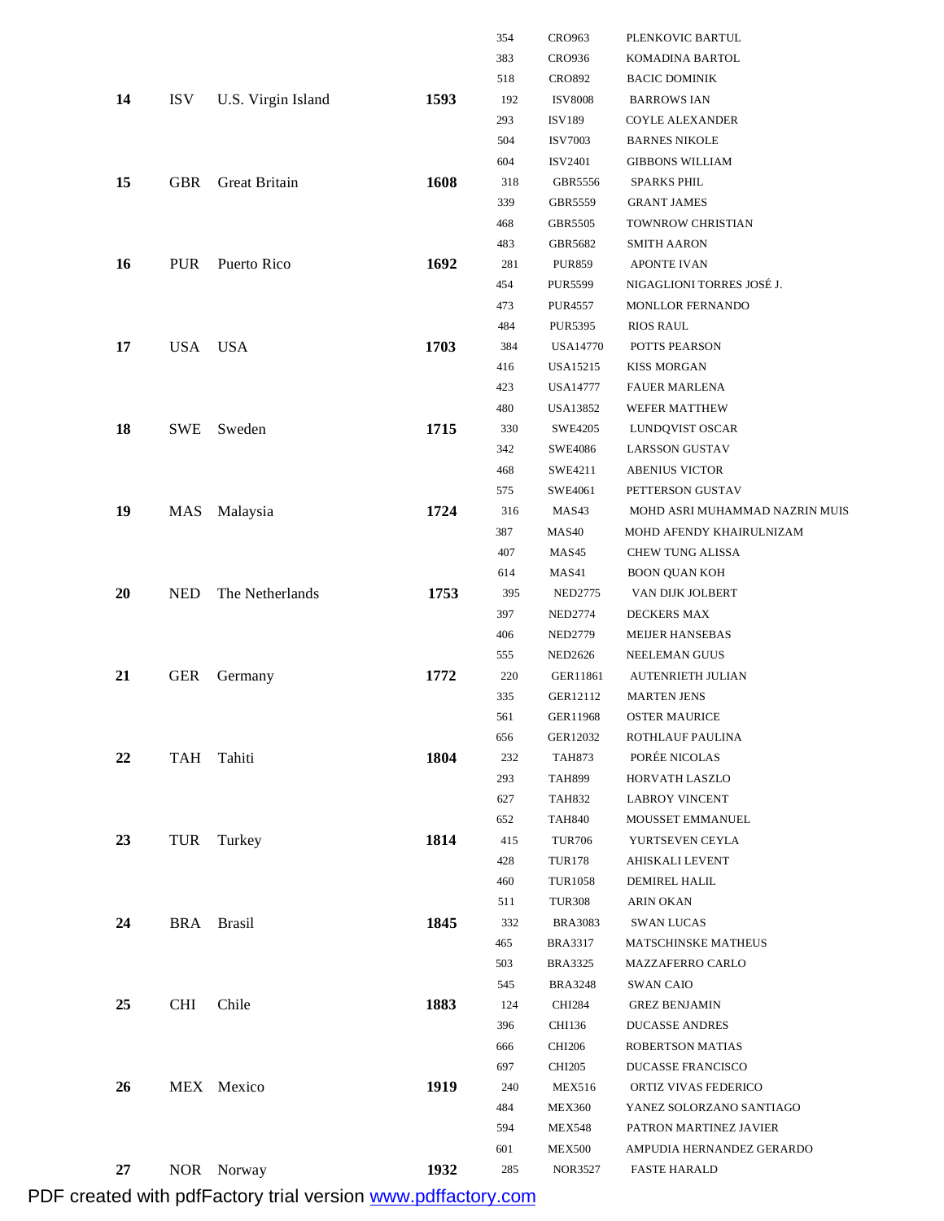| | | | | 354 | CRO963 | PLENKOVIC BARTUL |
|---|---|---|---|---|---|---|
| | | | | 383 | CRO936 | KOMADINA BARTOL |
| | | | | 518 | CRO892 | BACIC DOMINIK |
| **14** | ISV | U.S. Virgin Island | **1593** | 192 | ISV8008 | BARROWS IAN |
| | | | | 293 | ISV189 | COYLE ALEXANDER |
| | | | | 504 | ISV7003 | BARNES NIKOLE |
| | | | | 604 | ISV2401 | GIBBONS WILLIAM |
| **15** | GBR | Great Britain | **1608** | 318 | GBR5556 | SPARKS PHIL |
| | | | | 339 | GBR5559 | GRANT JAMES |
| | | | | 468 | GBR5505 | TOWNROW CHRISTIAN |
| | | | | 483 | GBR5682 | SMITH AARON |
| **16** | PUR | Puerto Rico | **1692** | 281 | PUR859 | APONTE IVAN |
| | | | | 454 | PUR5599 | NIGAGLIONI TORRES JOSÉ J. |
| | | | | 473 | PUR4557 | MONLLOR FERNANDO |
| | | | | 484 | PUR5395 | RIOS RAUL |
| **17** | USA | USA | **1703** | 384 | USA14770 | POTTS PEARSON |
| | | | | 416 | USA15215 | KISS MORGAN |
| | | | | 423 | USA14777 | FAUER MARLENA |
| | | | | 480 | USA13852 | WEFER MATTHEW |
| **18** | SWE | Sweden | **1715** | 330 | SWE4205 | LUNDQVIST OSCAR |
| | | | | 342 | SWE4086 | LARSSON GUSTAV |
| | | | | 468 | SWE4211 | ABENIUS VICTOR |
| | | | | 575 | SWE4061 | PETTERSON GUSTAV |
| **19** | MAS | Malaysia | **1724** | 316 | MAS43 | MOHD ASRI MUHAMMAD NAZRIN MUIS |
| | | | | 387 | MAS40 | MOHD AFENDY KHAIRULNIZAM |
| | | | | 407 | MAS45 | CHEW TUNG ALISSA |
| | | | | 614 | MAS41 | BOON QUAN KOH |
| **20** | NED | The Netherlands | **1753** | 395 | NED2775 | VAN DIJK JOLBERT |
| | | | | 397 | NED2774 | DECKERS MAX |
| | | | | 406 | NED2779 | MEIJER HANSEBAS |
| | | | | 555 | NED2626 | NEELEMAN GUUS |
| **21** | GER | Germany | **1772** | 220 | GER11861 | AUTENRIETH JULIAN |
| | | | | 335 | GER12112 | MARTEN JENS |
| | | | | 561 | GER11968 | OSTER MAURICE |
| | | | | 656 | GER12032 | ROTHLAUF PAULINA |
| **22** | TAH | Tahiti | **1804** | 232 | TAH873 | PORÉE NICOLAS |
| | | | | 293 | TAH899 | HORVATH LASZLO |
| | | | | 627 | TAH832 | LABROY VINCENT |
| | | | | 652 | TAH840 | MOUSSET EMMANUEL |
| **23** | TUR | Turkey | **1814** | 415 | TUR706 | YURTSEVEN CEYLA |
| | | | | 428 | TUR178 | AHISKALI LEVENT |
| | | | | 460 | TUR1058 | DEMIREL HALIL |
| | | | | 511 | TUR308 | ARIN OKAN |
| **24** | BRA | Brasil | **1845** | 332 | BRA3083 | SWAN LUCAS |
| | | | | 465 | BRA3317 | MATSCHINSKE MATHEUS |
| | | | | 503 | BRA3325 | MAZZAFERRO CARLO |
| | | | | 545 | BRA3248 | SWAN CAIO |
| **25** | CHI | Chile | **1883** | 124 | CHI284 | GREZ BENJAMIN |
| | | | | 396 | CHI136 | DUCASSE ANDRES |
| | | | | 666 | CHI206 | ROBERTSON MATIAS |
| | | | | 697 | CHI205 | DUCASSE FRANCISCO |
| **26** | MEX | Mexico | **1919** | 240 | MEX516 | ORTIZ VIVAS FEDERICO |
| | | | | 484 | MEX360 | YANEZ SOLORZANO SANTIAGO |
| | | | | 594 | MEX548 | PATRON MARTINEZ JAVIER |
| | | | | 601 | MEX500 | AMPUDIA HERNANDEZ GERARDO |
| **27** | NOR | Norway | **1932** | 285 | NOR3527 | FASTE HARALD |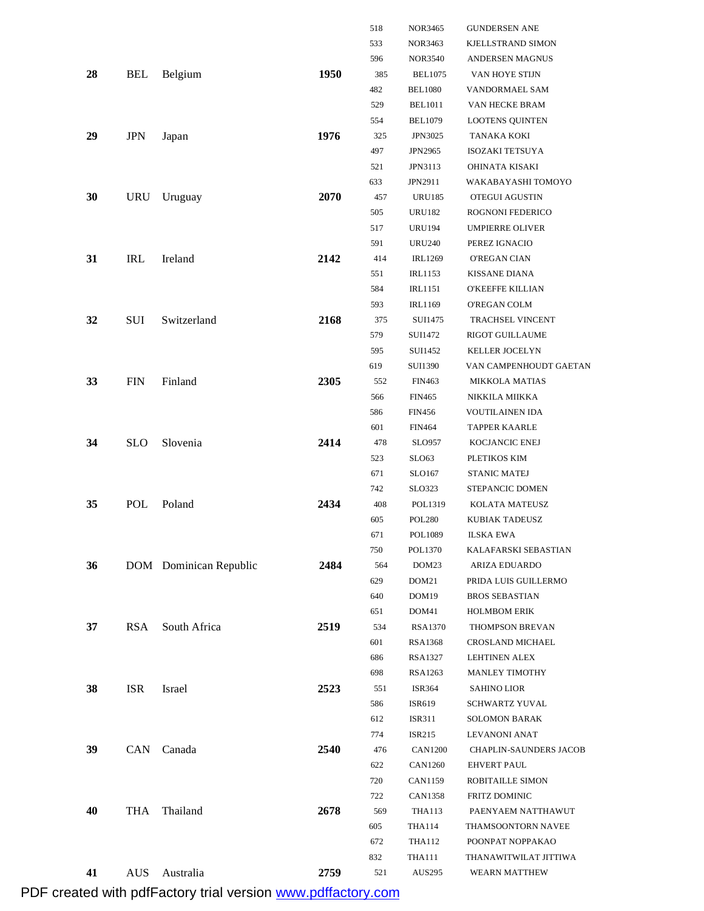| | | | | | | |
|---|---|---|---|---|---|---|
| | | | | 518 | NOR3465 | GUNDERSEN ANE |
| | | | | 533 | NOR3463 | KJELLSTRAND SIMON |
| | | | | 596 | NOR3540 | ANDERSEN MAGNUS |
| **28** | BEL | Belgium | **1950** | 385 | BEL1075 | VAN HOYE STIJN |
| | | | | 482 | BEL1080 | VANDORMAEL SAM |
| | | | | 529 | BEL1011 | VAN HECKE BRAM |
| | | | | 554 | BEL1079 | LOOTENS QUINTEN |
| **29** | JPN | Japan | **1976** | 325 | JPN3025 | TANAKA KOKI |
| | | | | 497 | JPN2965 | ISOZAKI TETSUYA |
| | | | | 521 | JPN3113 | OHINATA KISAKI |
| | | | | 633 | JPN2911 | WAKABAYASHI TOMOYO |
| **30** | URU | Uruguay | **2070** | 457 | URU185 | OTEGUI AGUSTIN |
| | | | | 505 | URU182 | ROGNONI FEDERICO |
| | | | | 517 | URU194 | UMPIERRE OLIVER |
| | | | | 591 | URU240 | PEREZ IGNACIO |
| **31** | IRL | Ireland | **2142** | 414 | IRL1269 | O'REGAN CIAN |
| | | | | 551 | IRL1153 | KISSANE DIANA |
| | | | | 584 | IRL1151 | O'KEEFFE KILLIAN |
| | | | | 593 | IRL1169 | O'REGAN COLM |
| **32** | SUI | Switzerland | **2168** | 375 | SUI1475 | TRACHSEL VINCENT |
| | | | | 579 | SUI1472 | RIGOT GUILLAUME |
| | | | | 595 | SUI1452 | KELLER JOCELYN |
| | | | | 619 | SUI1390 | VAN CAMPENHOUDT GAETAN |
| **33** | FIN | Finland | **2305** | 552 | FIN463 | MIKKOLA MATIAS |
| | | | | 566 | FIN465 | NIKKILA MIIKKA |
| | | | | 586 | FIN456 | VOUTILAINEN IDA |
| | | | | 601 | FIN464 | TAPPER KAARLE |
| **34** | SLO | Slovenia | **2414** | 478 | SLO957 | KOCJANCIC ENEJ |
| | | | | 523 | SLO63 | PLETIKOS KIM |
| | | | | 671 | SLO167 | STANIC MATEJ |
| | | | | 742 | SLO323 | STEPANCIC DOMEN |
| **35** | POL | Poland | **2434** | 408 | POL1319 | KOLATA MATEUSZ |
| | | | | 605 | POL280 | KUBIAK TADEUSZ |
| | | | | 671 | POL1089 | ILSKA EWA |
| | | | | 750 | POL1370 | KALAFARSKI SEBASTIAN |
| **36** | DOM | Dominican Republic | **2484** | 564 | DOM23 | ARIZA EDUARDO |
| | | | | 629 | DOM21 | PRIDA LUIS GUILLERMO |
| | | | | 640 | DOM19 | BROS SEBASTIAN |
| | | | | 651 | DOM41 | HOLMBOM ERIK |
| **37** | RSA | South Africa | **2519** | 534 | RSA1370 | THOMPSON BREVAN |
| | | | | 601 | RSA1368 | CROSLAND MICHAEL |
| | | | | 686 | RSA1327 | LEHTINEN ALEX |
| | | | | 698 | RSA1263 | MANLEY TIMOTHY |
| **38** | ISR | Israel | **2523** | 551 | ISR364 | SAHINO LIOR |
| | | | | 586 | ISR619 | SCHWARTZ YUVAL |
| | | | | 612 | ISR311 | SOLOMON BARAK |
| | | | | 774 | ISR215 | LEVANONI ANAT |
| **39** | CAN | Canada | **2540** | 476 | CAN1200 | CHAPLIN-SAUNDERS JACOB |
| | | | | 622 | CAN1260 | EHVERT PAUL |
| | | | | 720 | CAN1159 | ROBITAILLE SIMON |
| | | | | 722 | CAN1358 | FRITZ DOMINIC |
| **40** | THA | Thailand | **2678** | 569 | THA113 | PAENYAEM NATTHAWUT |
| | | | | 605 | THA114 | THAMSOONTORN NAVEE |
| | | | | 672 | THA112 | POONPAT NOPPAKAO |
| | | | | 832 | THA111 | THANAWITWILAT JITTIWA |
| **41** | AUS | Australia | **2759** | 521 | AUS295 | WEARN MATTHEW |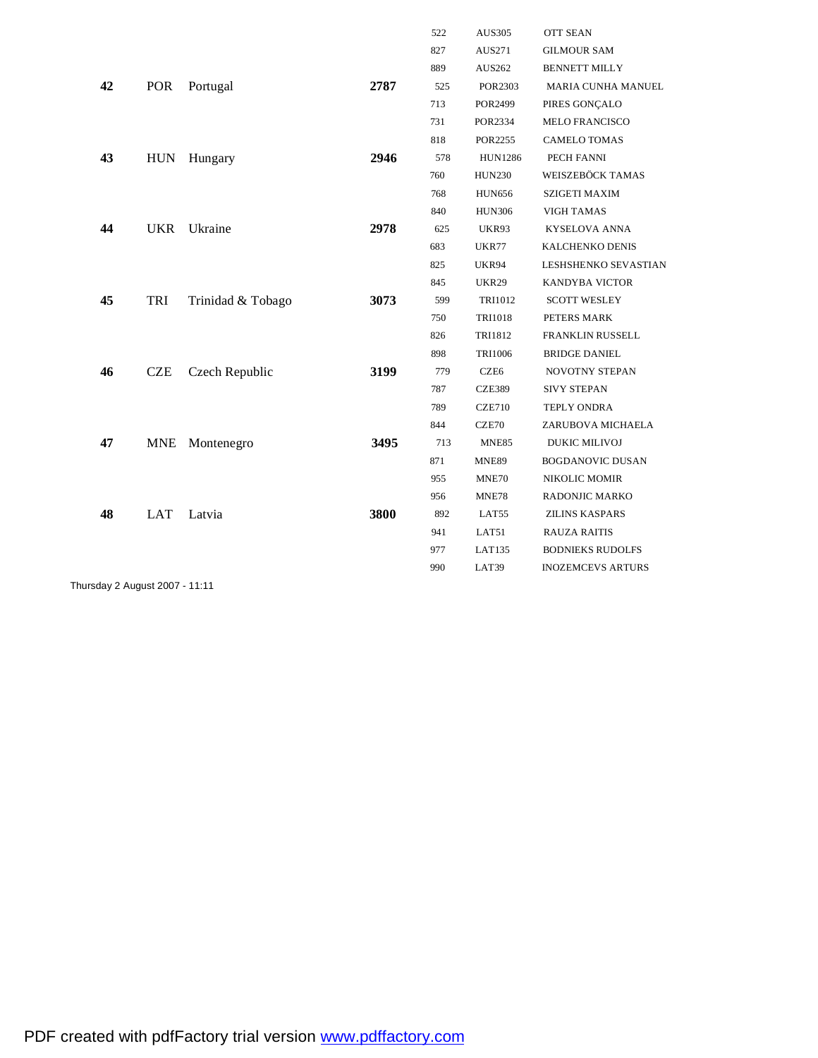| | | | | | | |
|---|---|---|---|---|---|---|
| | | | | 522 | AUS305 | OTT SEAN |
| | | | | 827 | AUS271 | GILMOUR SAM |
| | | | | 889 | AUS262 | BENNETT MILLY |
| **42** | POR | Portugal | **2787** | 525 | POR2303 | MARIA CUNHA MANUEL |
| | | | | 713 | POR2499 | PIRES GONÇALO |
| | | | | 731 | POR2334 | MELO FRANCISCO |
| | | | | 818 | POR2255 | CAMELO TOMAS |
| **43** | HUN | Hungary | **2946** | 578 | HUN1286 | PECH FANNI |
| | | | | 760 | HUN230 | WEISZEBÖCK TAMAS |
| | | | | 768 | HUN656 | SZIGETI MAXIM |
| | | | | 840 | HUN306 | VIGH TAMAS |
| **44** | UKR | Ukraine | **2978** | 625 | UKR93 | KYSELOVA ANNA |
| | | | | 683 | UKR77 | KALCHENKO DENIS |
| | | | | 825 | UKR94 | LESHSHENKO SEVASTIAN |
| | | | | 845 | UKR29 | KANDYBA VICTOR |
| **45** | TRI | Trinidad & Tobago | **3073** | 599 | TRI1012 | SCOTT WESLEY |
| | | | | 750 | TRI1018 | PETERS MARK |
| | | | | 826 | TRI1812 | FRANKLIN RUSSELL |
| | | | | 898 | TRI1006 | BRIDGE DANIEL |
| **46** | CZE | Czech Republic | **3199** | 779 | CZE6 | NOVOTNY STEPAN |
| | | | | 787 | CZE389 | SIVY STEPAN |
| | | | | 789 | CZE710 | TEPLY ONDRA |
| | | | | 844 | CZE70 | ZARUBOVA MICHAELA |
| **47** | MNE | Montenegro | **3495** | 713 | MNE85 | DUKIC MILIVOJ |
| | | | | 871 | MNE89 | BOGDANOVIC DUSAN |
| | | | | 955 | MNE70 | NIKOLIC MOMIR |
| | | | | 956 | MNE78 | RADONJIC MARKO |
| **48** | LAT | Latvia | **3800** | 892 | LAT55 | ZILINS KASPARS |
| | | | | 941 | LAT51 | RAUZA RAITIS |
| | | | | 977 | LAT135 | BODNIEKS RUDOLFS |
| | | | | 990 | LAT39 | INOZEMCEVS ARTURS |

Thursday 2 August 2007 - 11:11